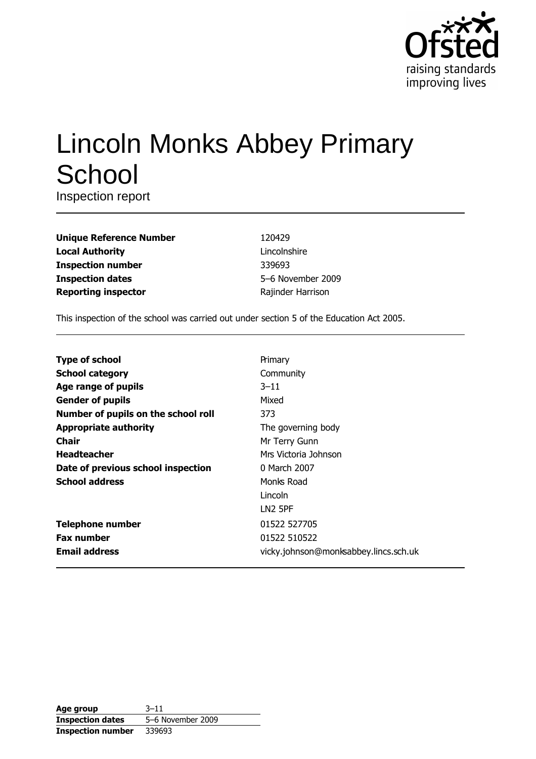Ofsted
raising standards
improving lives

# Lincoln Monks Abbey Primary School

Inspection report

| | |
|---|---|
| **Unique Reference Number** | 120429 |
| **Local Authority** | Lincolnshire |
| **Inspection number** | 339693 |
| **Inspection dates** | 5–6 November 2009 |
| **Reporting inspector** | Rajinder Harrison |

This inspection of the school was carried out under section 5 of the Education Act 2005.

| | |
|---|---|
| **Type of school** | Primary |
| **School category** | Community |
| **Age range of pupils** | 3–11 |
| **Gender of pupils** | Mixed |
| **Number of pupils on the school roll** | 373 |
| **Appropriate authority** | The governing body |
| **Chair** | Mr Terry Gunn |
| **Headteacher** | Mrs Victoria Johnson |
| **Date of previous school inspection** | 0 March 2007 |
| **School address** | Monks Road<br>Lincoln<br>LN2 5PF |
| **Telephone number** | 01522 527705 |
| **Fax number** | 01522 510522 |
| **Email address** | vicky.johnson@monksabbey.lincs.sch.uk |

| | |
|---|---|
| **Age group** | 3–11 |
| **Inspection dates** | 5–6 November 2009 |
| **Inspection number** | 339693 |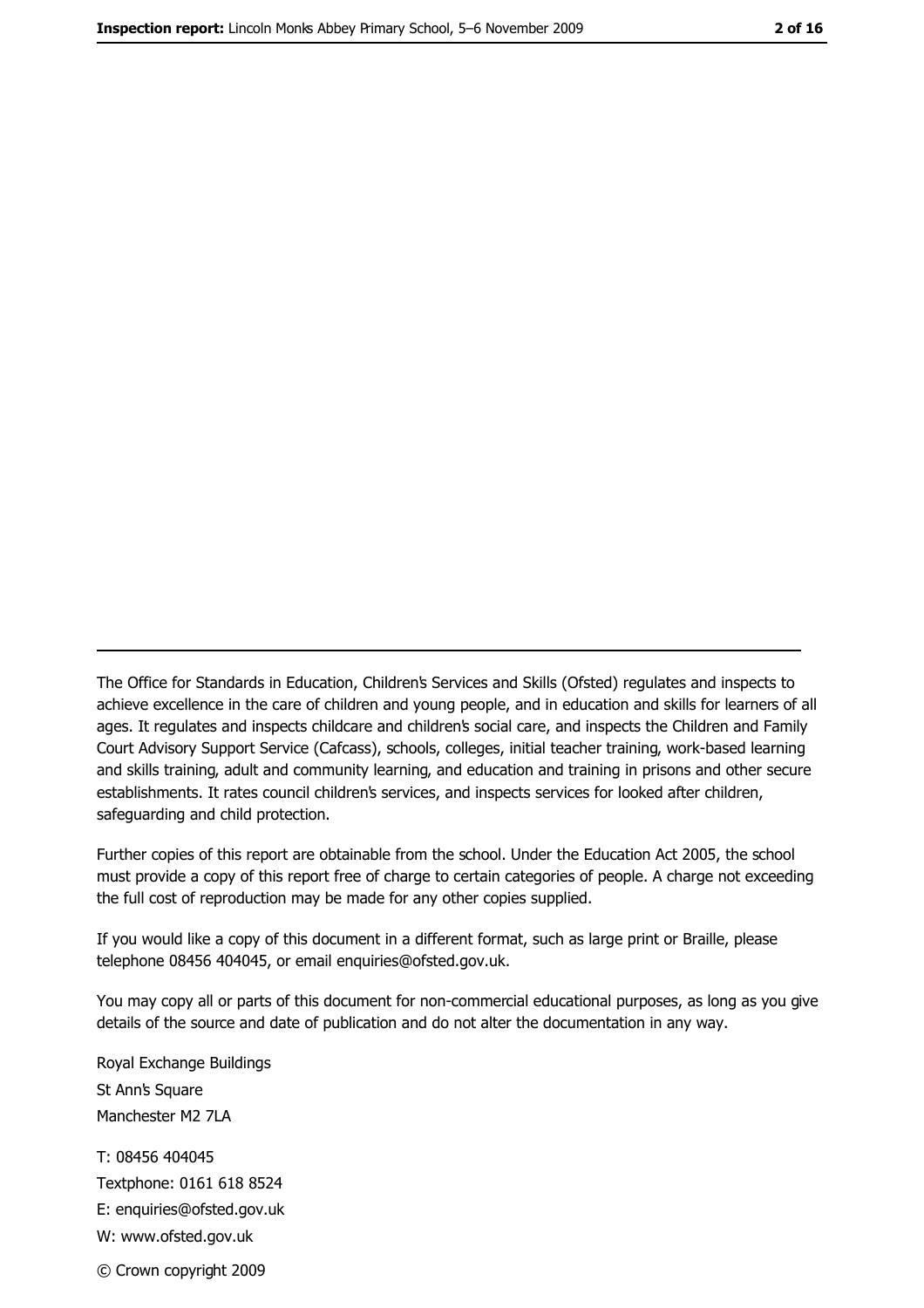---

The Office for Standards in Education, Children's Services and Skills (Ofsted) regulates and inspects to achieve excellence in the care of children and young people, and in education and skills for learners of all ages. It regulates and inspects childcare and children's social care, and inspects the Children and Family Court Advisory Support Service (Cafcass), schools, colleges, initial teacher training, work-based learning and skills training, adult and community learning, and education and training in prisons and other secure establishments. It rates council children's services, and inspects services for looked after children, safeguarding and child protection.

Further copies of this report are obtainable from the school. Under the Education Act 2005, the school must provide a copy of this report free of charge to certain categories of people. A charge not exceeding the full cost of reproduction may be made for any other copies supplied.

If you would like a copy of this document in a different format, such as large print or Braille, please telephone 08456 404045, or email enquiries@ofsted.gov.uk.

You may copy all or parts of this document for non-commercial educational purposes, as long as you give details of the source and date of publication and do not alter the documentation in any way.

Royal Exchange Buildings
St Ann's Square
Manchester M2 7LA

T: 08456 404045
Textphone: 0161 618 8524
E: enquiries@ofsted.gov.uk
W: www.ofsted.gov.uk

© Crown copyright 2009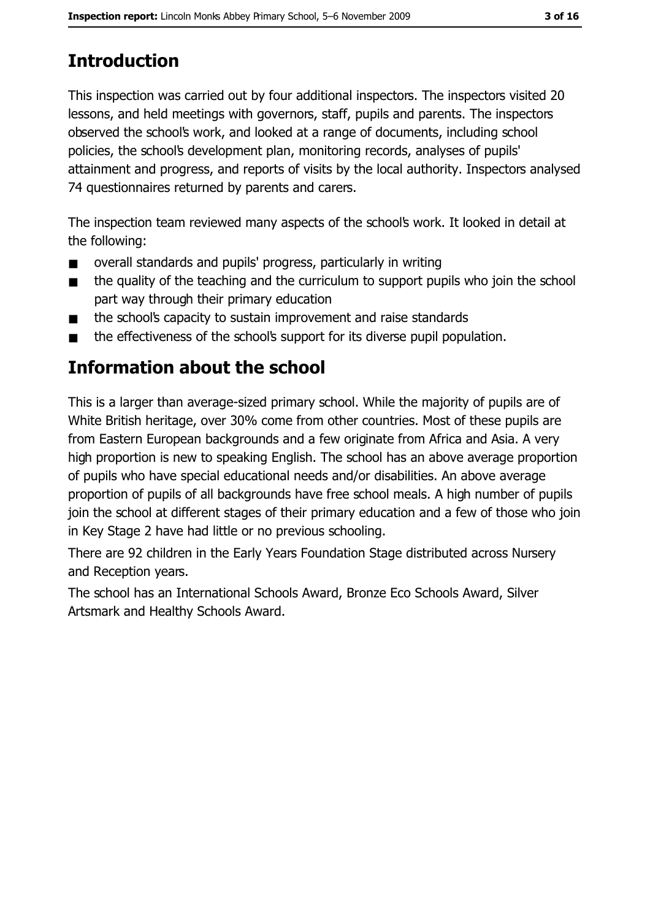# Introduction

This inspection was carried out by four additional inspectors. The inspectors visited 20 lessons, and held meetings with governors, staff, pupils and parents. The inspectors observed the school's work, and looked at a range of documents, including school policies, the school's development plan, monitoring records, analyses of pupils' attainment and progress, and reports of visits by the local authority. Inspectors analysed 74 questionnaires returned by parents and carers.

The inspection team reviewed many aspects of the school's work. It looked in detail at the following:

- overall standards and pupils' progress, particularly in writing
- the quality of the teaching and the curriculum to support pupils who join the school part way through their primary education
- the school's capacity to sustain improvement and raise standards
- the effectiveness of the school's support for its diverse pupil population.

# Information about the school

This is a larger than average-sized primary school. While the majority of pupils are of White British heritage, over 30% come from other countries. Most of these pupils are from Eastern European backgrounds and a few originate from Africa and Asia. A very high proportion is new to speaking English. The school has an above average proportion of pupils who have special educational needs and/or disabilities. An above average proportion of pupils of all backgrounds have free school meals. A high number of pupils join the school at different stages of their primary education and a few of those who join in Key Stage 2 have had little or no previous schooling.

There are 92 children in the Early Years Foundation Stage distributed across Nursery and Reception years.

The school has an International Schools Award, Bronze Eco Schools Award, Silver Artsmark and Healthy Schools Award.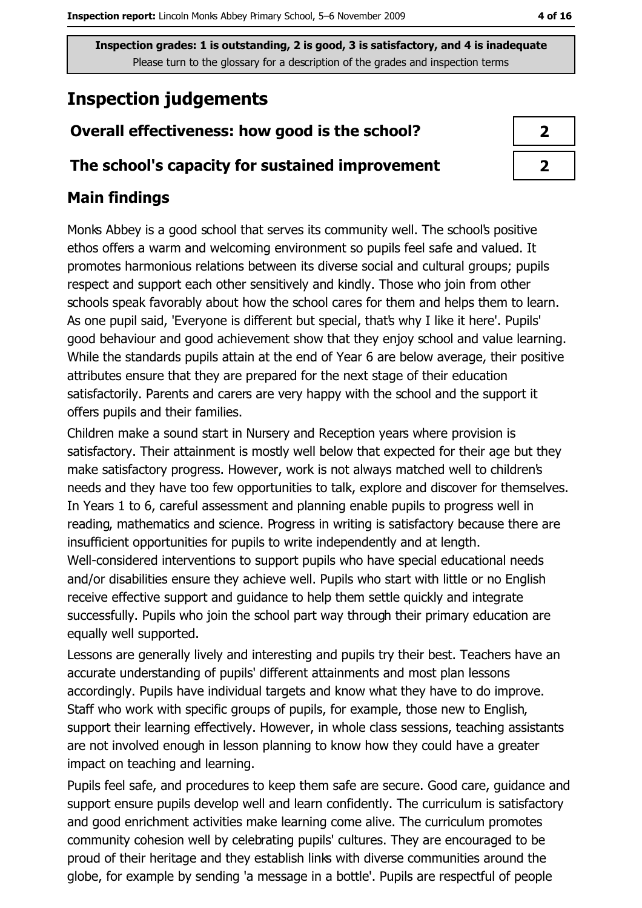**Inspection grades: 1 is outstanding, 2 is good, 3 is satisfactory, and 4 is inadequate**
Please turn to the glossary for a description of the grades and inspection terms

# Inspection judgements

| | |
|---|---|
| **Overall effectiveness: how good is the school?** | **2** |
| **The school's capacity for sustained improvement** | **2** |

## Main findings

Monks Abbey is a good school that serves its community well. The school's positive ethos offers a warm and welcoming environment so pupils feel safe and valued. It promotes harmonious relations between its diverse social and cultural groups; pupils respect and support each other sensitively and kindly. Those who join from other schools speak favorably about how the school cares for them and helps them to learn. As one pupil said, 'Everyone is different but special, that's why I like it here'. Pupils' good behaviour and good achievement show that they enjoy school and value learning. While the standards pupils attain at the end of Year 6 are below average, their positive attributes ensure that they are prepared for the next stage of their education satisfactorily. Parents and carers are very happy with the school and the support it offers pupils and their families.

Children make a sound start in Nursery and Reception years where provision is satisfactory. Their attainment is mostly well below that expected for their age but they make satisfactory progress. However, work is not always matched well to children's needs and they have too few opportunities to talk, explore and discover for themselves. In Years 1 to 6, careful assessment and planning enable pupils to progress well in reading, mathematics and science. Progress in writing is satisfactory because there are insufficient opportunities for pupils to write independently and at length. Well-considered interventions to support pupils who have special educational needs and/or disabilities ensure they achieve well. Pupils who start with little or no English receive effective support and guidance to help them settle quickly and integrate successfully. Pupils who join the school part way through their primary education are equally well supported.

Lessons are generally lively and interesting and pupils try their best. Teachers have an accurate understanding of pupils' different attainments and most plan lessons accordingly. Pupils have individual targets and know what they have to do improve. Staff who work with specific groups of pupils, for example, those new to English, support their learning effectively. However, in whole class sessions, teaching assistants are not involved enough in lesson planning to know how they could have a greater impact on teaching and learning.

Pupils feel safe, and procedures to keep them safe are secure. Good care, guidance and support ensure pupils develop well and learn confidently. The curriculum is satisfactory and good enrichment activities make learning come alive. The curriculum promotes community cohesion well by celebrating pupils' cultures. They are encouraged to be proud of their heritage and they establish links with diverse communities around the globe, for example by sending 'a message in a bottle'. Pupils are respectful of people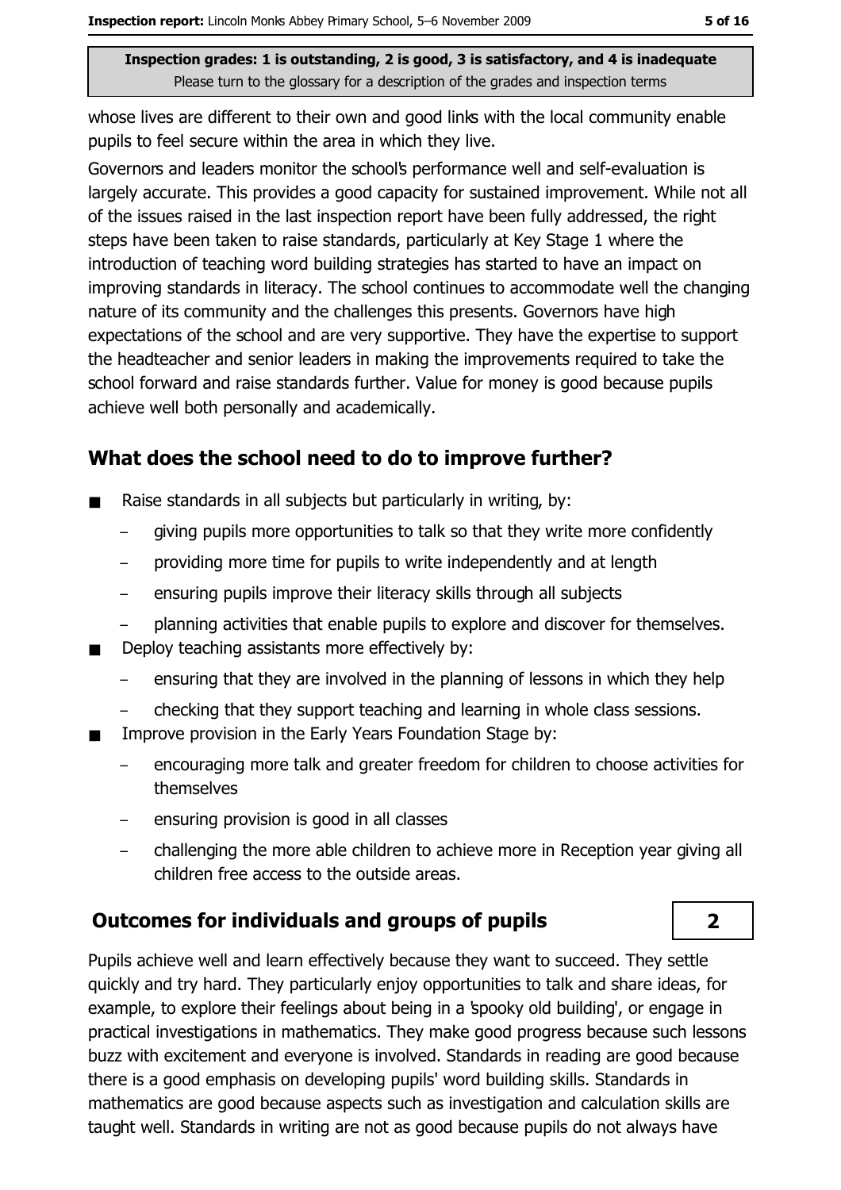whose lives are different to their own and good links with the local community enable pupils to feel secure within the area in which they live.

Governors and leaders monitor the school's performance well and self-evaluation is largely accurate. This provides a good capacity for sustained improvement. While not all of the issues raised in the last inspection report have been fully addressed, the right steps have been taken to raise standards, particularly at Key Stage 1 where the introduction of teaching word building strategies has started to have an impact on improving standards in literacy. The school continues to accommodate well the changing nature of its community and the challenges this presents. Governors have high expectations of the school and are very supportive. They have the expertise to support the headteacher and senior leaders in making the improvements required to take the school forward and raise standards further. Value for money is good because pupils achieve well both personally and academically.

## What does the school need to do to improve further?

- Raise standards in all subjects but particularly in writing, by:
  - giving pupils more opportunities to talk so that they write more confidently
  - providing more time for pupils to write independently and at length
  - ensuring pupils improve their literacy skills through all subjects
  - planning activities that enable pupils to explore and discover for themselves.
- Deploy teaching assistants more effectively by:
  - ensuring that they are involved in the planning of lessons in which they help
  - checking that they support teaching and learning in whole class sessions.
- Improve provision in the Early Years Foundation Stage by:
  - encouraging more talk and greater freedom for children to choose activities for themselves
  - ensuring provision is good in all classes
  - challenging the more able children to achieve more in Reception year giving all children free access to the outside areas.

## Outcomes for individuals and groups of pupils — 2

Pupils achieve well and learn effectively because they want to succeed. They settle quickly and try hard. They particularly enjoy opportunities to talk and share ideas, for example, to explore their feelings about being in a 'spooky old building', or engage in practical investigations in mathematics. They make good progress because such lessons buzz with excitement and everyone is involved. Standards in reading are good because there is a good emphasis on developing pupils' word building skills. Standards in mathematics are good because aspects such as investigation and calculation skills are taught well. Standards in writing are not as good because pupils do not always have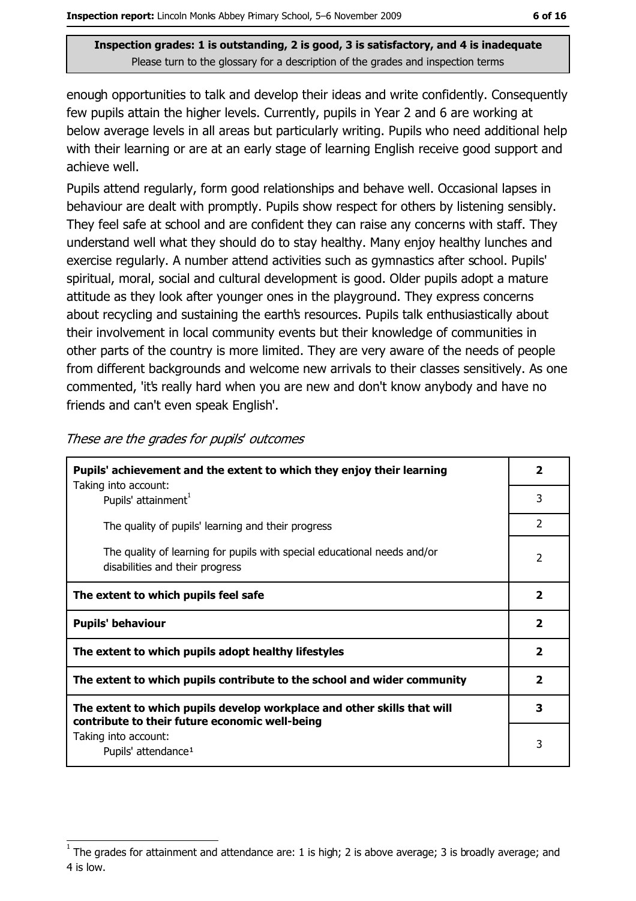**Inspection grades: 1 is outstanding, 2 is good, 3 is satisfactory, and 4 is inadequate**
Please turn to the glossary for a description of the grades and inspection terms

enough opportunities to talk and develop their ideas and write confidently. Consequently few pupils attain the higher levels. Currently, pupils in Year 2 and 6 are working at below average levels in all areas but particularly writing. Pupils who need additional help with their learning or are at an early stage of learning English receive good support and achieve well.

Pupils attend regularly, form good relationships and behave well. Occasional lapses in behaviour are dealt with promptly. Pupils show respect for others by listening sensibly. They feel safe at school and are confident they can raise any concerns with staff. They understand well what they should do to stay healthy. Many enjoy healthy lunches and exercise regularly. A number attend activities such as gymnastics after school. Pupils' spiritual, moral, social and cultural development is good. Older pupils adopt a mature attitude as they look after younger ones in the playground. They express concerns about recycling and sustaining the earth's resources. Pupils talk enthusiastically about their involvement in local community events but their knowledge of communities in other parts of the country is more limited. They are very aware of the needs of people from different backgrounds and welcome new arrivals to their classes sensitively. As one commented, 'it's really hard when you are new and don't know anybody and have no friends and can't even speak English'.

*These are the grades for pupils' outcomes*

| | |
|---|---|
| **Pupils' achievement and the extent to which they enjoy their learning** | **2** |
| Taking into account: Pupils' attainment[1] | 3 |
| The quality of pupils' learning and their progress | 2 |
| The quality of learning for pupils with special educational needs and/or disabilities and their progress | 2 |
| **The extent to which pupils feel safe** | **2** |
| **Pupils' behaviour** | **2** |
| **The extent to which pupils adopt healthy lifestyles** | **2** |
| **The extent to which pupils contribute to the school and wider community** | **2** |
| **The extent to which pupils develop workplace and other skills that will contribute to their future economic well-being** | **3** |
| Taking into account: Pupils' attendance[1] | 3 |

[1] The grades for attainment and attendance are: 1 is high; 2 is above average; 3 is broadly average; and 4 is low.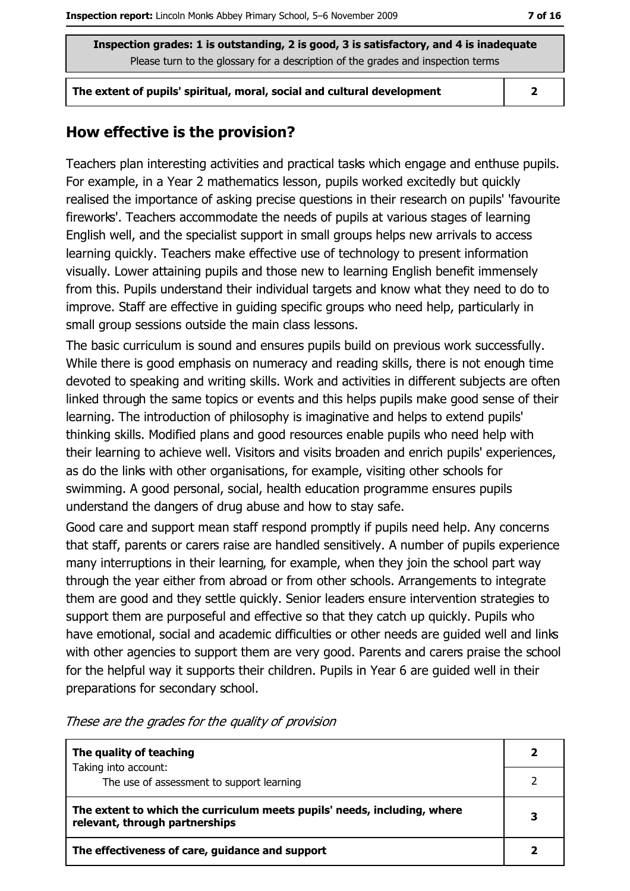Inspection grades: 1 is outstanding, 2 is good, 3 is satisfactory, and 4 is inadequate
Please turn to the glossary for a description of the grades and inspection terms

| The extent of pupils' spiritual, moral, social and cultural development | 2 |
| --- | --- |

## How effective is the provision?

Teachers plan interesting activities and practical tasks which engage and enthuse pupils. For example, in a Year 2 mathematics lesson, pupils worked excitedly but quickly realised the importance of asking precise questions in their research on pupils' 'favourite fireworks'. Teachers accommodate the needs of pupils at various stages of learning English well, and the specialist support in small groups helps new arrivals to access learning quickly. Teachers make effective use of technology to present information visually. Lower attaining pupils and those new to learning English benefit immensely from this. Pupils understand their individual targets and know what they need to do to improve. Staff are effective in guiding specific groups who need help, particularly in small group sessions outside the main class lessons.

The basic curriculum is sound and ensures pupils build on previous work successfully. While there is good emphasis on numeracy and reading skills, there is not enough time devoted to speaking and writing skills. Work and activities in different subjects are often linked through the same topics or events and this helps pupils make good sense of their learning. The introduction of philosophy is imaginative and helps to extend pupils' thinking skills. Modified plans and good resources enable pupils who need help with their learning to achieve well. Visitors and visits broaden and enrich pupils' experiences, as do the links with other organisations, for example, visiting other schools for swimming. A good personal, social, health education programme ensures pupils understand the dangers of drug abuse and how to stay safe.

Good care and support mean staff respond promptly if pupils need help. Any concerns that staff, parents or carers raise are handled sensitively. A number of pupils experience many interruptions in their learning, for example, when they join the school part way through the year either from abroad or from other schools. Arrangements to integrate them are good and they settle quickly. Senior leaders ensure intervention strategies to support them are purposeful and effective so that they catch up quickly. Pupils who have emotional, social and academic difficulties or other needs are guided well and links with other agencies to support them are very good. Parents and carers praise the school for the helpful way it supports their children. Pupils in Year 6 are guided well in their preparations for secondary school.

*These are the grades for the quality of provision*

| | |
| --- | --- |
| **The quality of teaching** | **2** |
| Taking into account: The use of assessment to support learning | 2 |
| **The extent to which the curriculum meets pupils' needs, including, where relevant, through partnerships** | **3** |
| **The effectiveness of care, guidance and support** | **2** |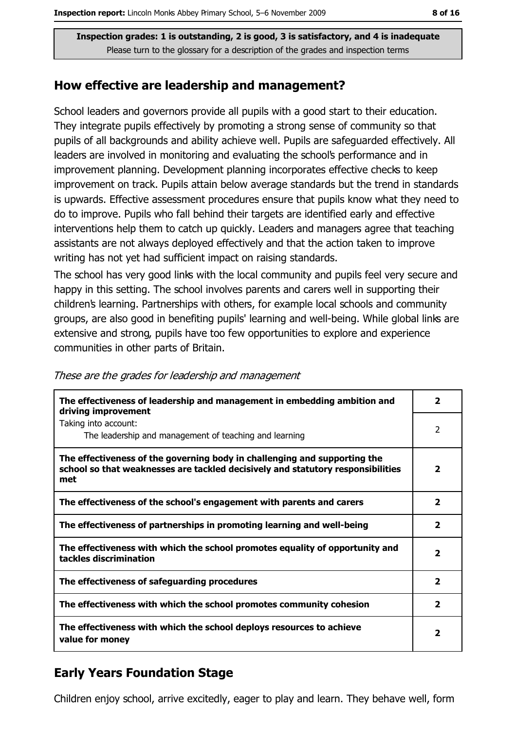Inspection grades: 1 is outstanding, 2 is good, 3 is satisfactory, and 4 is inadequate
Please turn to the glossary for a description of the grades and inspection terms

## How effective are leadership and management?

School leaders and governors provide all pupils with a good start to their education. They integrate pupils effectively by promoting a strong sense of community so that pupils of all backgrounds and ability achieve well. Pupils are safeguarded effectively. All leaders are involved in monitoring and evaluating the school's performance and in improvement planning. Development planning incorporates effective checks to keep improvement on track. Pupils attain below average standards but the trend in standards is upwards. Effective assessment procedures ensure that pupils know what they need to do to improve. Pupils who fall behind their targets are identified early and effective interventions help them to catch up quickly. Leaders and managers agree that teaching assistants are not always deployed effectively and that the action taken to improve writing has not yet had sufficient impact on raising standards.

The school has very good links with the local community and pupils feel very secure and happy in this setting. The school involves parents and carers well in supporting their children's learning. Partnerships with others, for example local schools and community groups, are also good in benefiting pupils' learning and well-being. While global links are extensive and strong, pupils have too few opportunities to explore and experience communities in other parts of Britain.

*These are the grades for leadership and management*

| | |
|---|---|
| **The effectiveness of leadership and management in embedding ambition and driving improvement** | **2** |
| Taking into account: The leadership and management of teaching and learning | 2 |
| **The effectiveness of the governing body in challenging and supporting the school so that weaknesses are tackled decisively and statutory responsibilities met** | **2** |
| **The effectiveness of the school's engagement with parents and carers** | **2** |
| **The effectiveness of partnerships in promoting learning and well-being** | **2** |
| **The effectiveness with which the school promotes equality of opportunity and tackles discrimination** | **2** |
| **The effectiveness of safeguarding procedures** | **2** |
| **The effectiveness with which the school promotes community cohesion** | **2** |
| **The effectiveness with which the school deploys resources to achieve value for money** | **2** |

## Early Years Foundation Stage

Children enjoy school, arrive excitedly, eager to play and learn. They behave well, form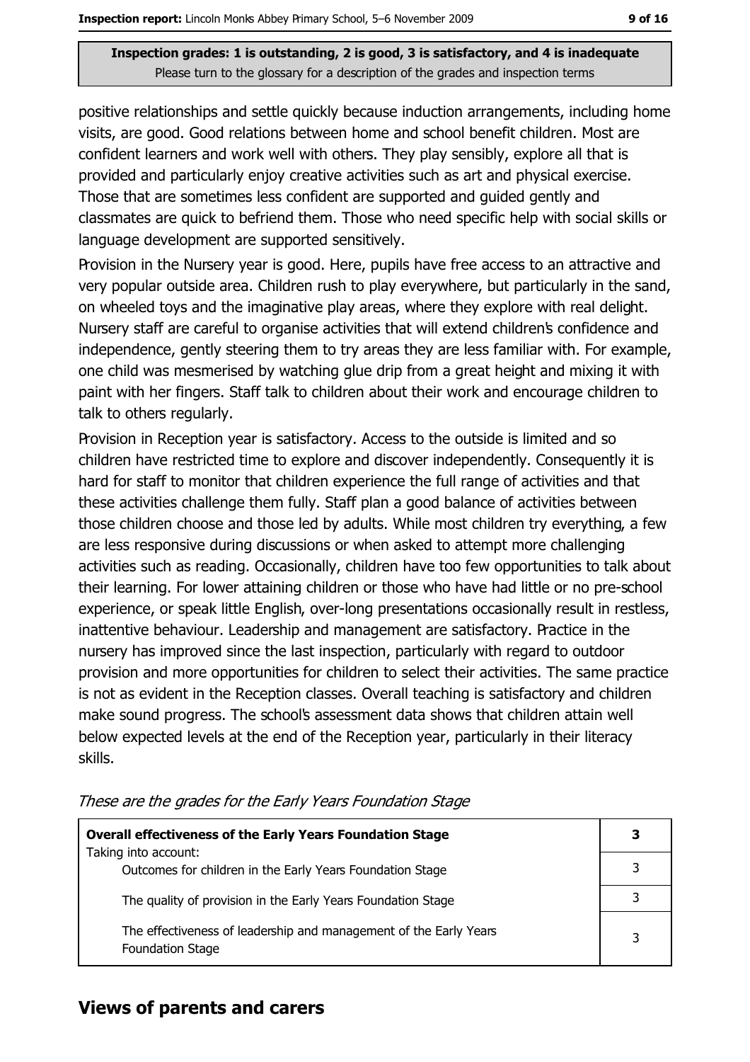positive relationships and settle quickly because induction arrangements, including home visits, are good. Good relations between home and school benefit children. Most are confident learners and work well with others. They play sensibly, explore all that is provided and particularly enjoy creative activities such as art and physical exercise. Those that are sometimes less confident are supported and guided gently and classmates are quick to befriend them. Those who need specific help with social skills or language development are supported sensitively.

Provision in the Nursery year is good. Here, pupils have free access to an attractive and very popular outside area. Children rush to play everywhere, but particularly in the sand, on wheeled toys and the imaginative play areas, where they explore with real delight. Nursery staff are careful to organise activities that will extend children's confidence and independence, gently steering them to try areas they are less familiar with. For example, one child was mesmerised by watching glue drip from a great height and mixing it with paint with her fingers. Staff talk to children about their work and encourage children to talk to others regularly.

Provision in Reception year is satisfactory. Access to the outside is limited and so children have restricted time to explore and discover independently. Consequently it is hard for staff to monitor that children experience the full range of activities and that these activities challenge them fully. Staff plan a good balance of activities between those children choose and those led by adults. While most children try everything, a few are less responsive during discussions or when asked to attempt more challenging activities such as reading. Occasionally, children have too few opportunities to talk about their learning. For lower attaining children or those who have had little or no pre-school experience, or speak little English, over-long presentations occasionally result in restless, inattentive behaviour. Leadership and management are satisfactory. Practice in the nursery has improved since the last inspection, particularly with regard to outdoor provision and more opportunities for children to select their activities. The same practice is not as evident in the Reception classes. Overall teaching is satisfactory and children make sound progress. The school's assessment data shows that children attain well below expected levels at the end of the Reception year, particularly in their literacy skills.

*These are the grades for the Early Years Foundation Stage*

| **Overall effectiveness of the Early Years Foundation Stage** | **3** |
|---|---|
| Taking into account: Outcomes for children in the Early Years Foundation Stage | 3 |
| The quality of provision in the Early Years Foundation Stage | 3 |
| The effectiveness of leadership and management of the Early Years Foundation Stage | 3 |

## Views of parents and carers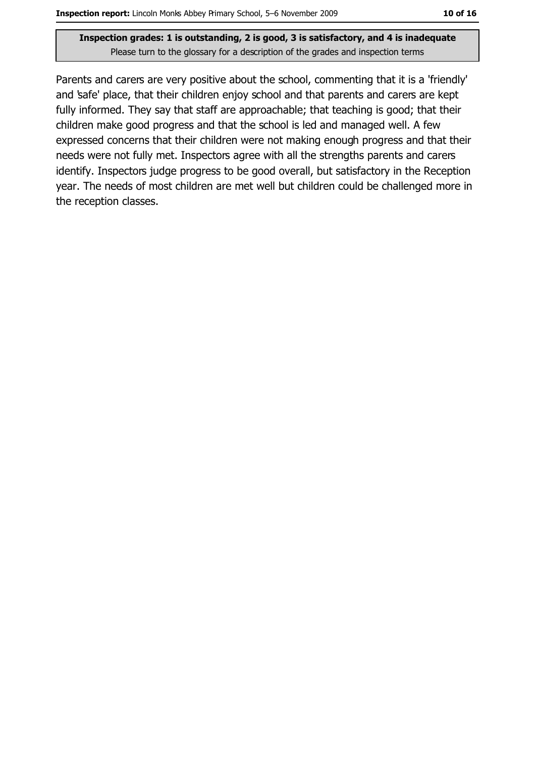**Inspection grades: 1 is outstanding, 2 is good, 3 is satisfactory, and 4 is inadequate**
Please turn to the glossary for a description of the grades and inspection terms

Parents and carers are very positive about the school, commenting that it is a 'friendly' and 'safe' place, that their children enjoy school and that parents and carers are kept fully informed. They say that staff are approachable; that teaching is good; that their children make good progress and that the school is led and managed well. A few expressed concerns that their children were not making enough progress and that their needs were not fully met. Inspectors agree with all the strengths parents and carers identify. Inspectors judge progress to be good overall, but satisfactory in the Reception year. The needs of most children are met well but children could be challenged more in the reception classes.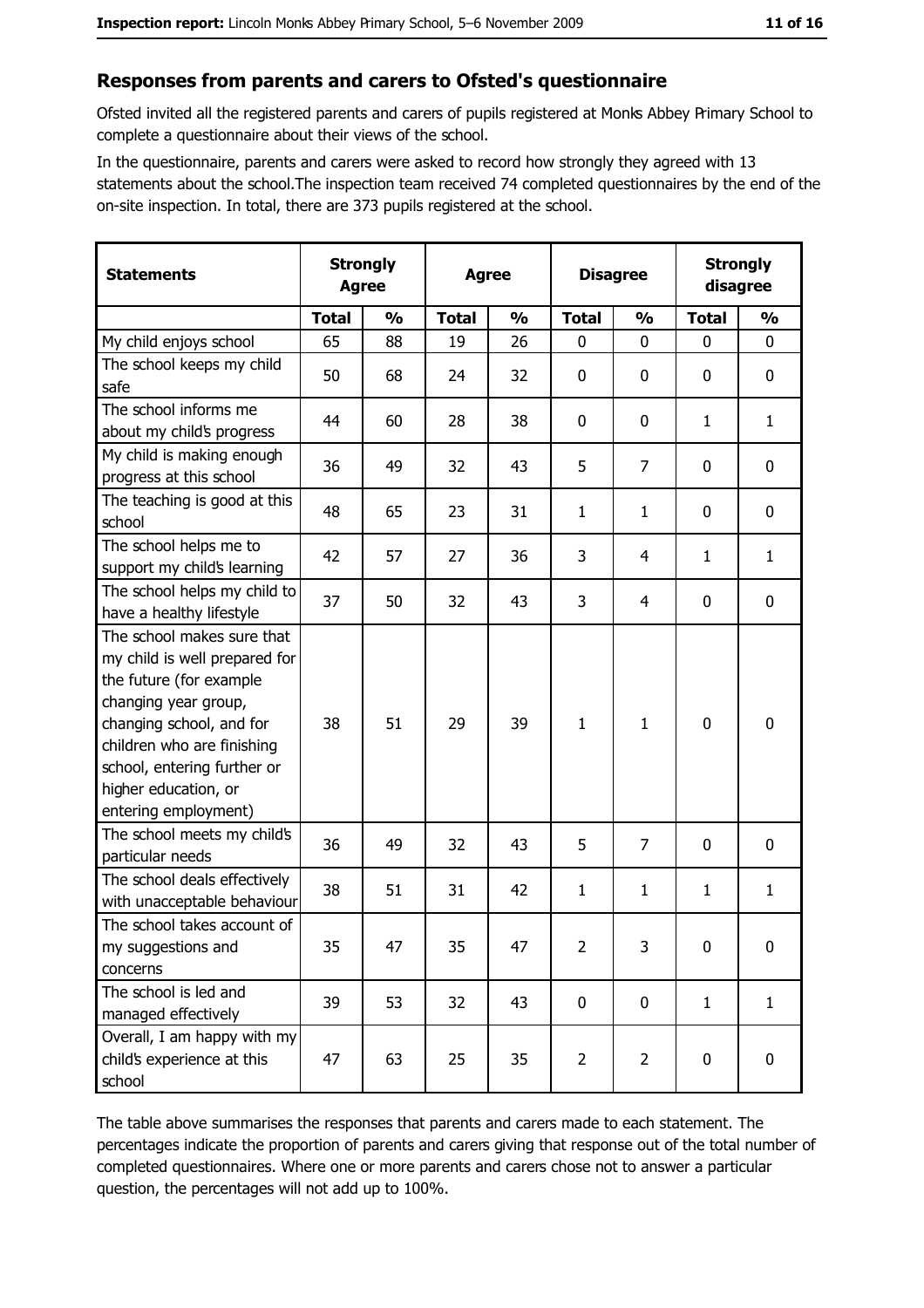## Responses from parents and carers to Ofsted's questionnaire

Ofsted invited all the registered parents and carers of pupils registered at Monks Abbey Primary School to complete a questionnaire about their views of the school.

In the questionnaire, parents and carers were asked to record how strongly they agreed with 13 statements about the school.The inspection team received 74 completed questionnaires by the end of the on-site inspection. In total, there are 373 pupils registered at the school.

| Statements | Strongly Agree | | Agree | | Disagree | | Strongly disagree | |
|---|---|---|---|---|---|---|---|---|
| | Total | % | Total | % | Total | % | Total | % |
| My child enjoys school | 65 | 88 | 19 | 26 | 0 | 0 | 0 | 0 |
| The school keeps my child safe | 50 | 68 | 24 | 32 | 0 | 0 | 0 | 0 |
| The school informs me about my child's progress | 44 | 60 | 28 | 38 | 0 | 0 | 1 | 1 |
| My child is making enough progress at this school | 36 | 49 | 32 | 43 | 5 | 7 | 0 | 0 |
| The teaching is good at this school | 48 | 65 | 23 | 31 | 1 | 1 | 0 | 0 |
| The school helps me to support my child's learning | 42 | 57 | 27 | 36 | 3 | 4 | 1 | 1 |
| The school helps my child to have a healthy lifestyle | 37 | 50 | 32 | 43 | 3 | 4 | 0 | 0 |
| The school makes sure that my child is well prepared for the future (for example changing year group, changing school, and for children who are finishing school, entering further or higher education, or entering employment) | 38 | 51 | 29 | 39 | 1 | 1 | 0 | 0 |
| The school meets my child's particular needs | 36 | 49 | 32 | 43 | 5 | 7 | 0 | 0 |
| The school deals effectively with unacceptable behaviour | 38 | 51 | 31 | 42 | 1 | 1 | 1 | 1 |
| The school takes account of my suggestions and concerns | 35 | 47 | 35 | 47 | 2 | 3 | 0 | 0 |
| The school is led and managed effectively | 39 | 53 | 32 | 43 | 0 | 0 | 1 | 1 |
| Overall, I am happy with my child's experience at this school | 47 | 63 | 25 | 35 | 2 | 2 | 0 | 0 |

The table above summarises the responses that parents and carers made to each statement. The percentages indicate the proportion of parents and carers giving that response out of the total number of completed questionnaires. Where one or more parents and carers chose not to answer a particular question, the percentages will not add up to 100%.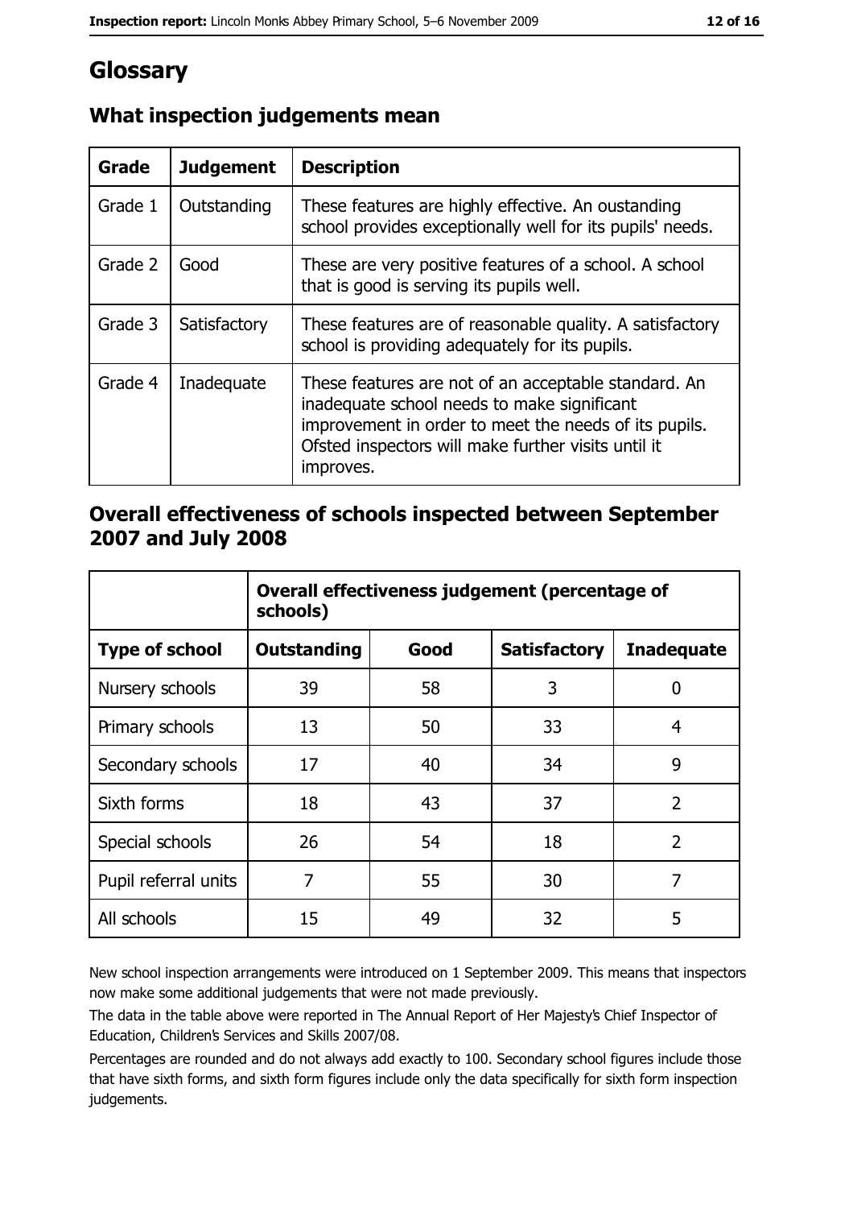# Glossary

## What inspection judgements mean

| Grade | Judgement | Description |
|---|---|---|
| Grade 1 | Outstanding | These features are highly effective. An oustanding school provides exceptionally well for its pupils' needs. |
| Grade 2 | Good | These are very positive features of a school. A school that is good is serving its pupils well. |
| Grade 3 | Satisfactory | These features are of reasonable quality. A satisfactory school is providing adequately for its pupils. |
| Grade 4 | Inadequate | These features are not of an acceptable standard. An inadequate school needs to make significant improvement in order to meet the needs of its pupils. Ofsted inspectors will make further visits until it improves. |

## Overall effectiveness of schools inspected between September 2007 and July 2008

| | Overall effectiveness judgement (percentage of schools) | | | |
|---|---|---|---|---|
| **Type of school** | **Outstanding** | **Good** | **Satisfactory** | **Inadequate** |
| Nursery schools | 39 | 58 | 3 | 0 |
| Primary schools | 13 | 50 | 33 | 4 |
| Secondary schools | 17 | 40 | 34 | 9 |
| Sixth forms | 18 | 43 | 37 | 2 |
| Special schools | 26 | 54 | 18 | 2 |
| Pupil referral units | 7 | 55 | 30 | 7 |
| All schools | 15 | 49 | 32 | 5 |

New school inspection arrangements were introduced on 1 September 2009. This means that inspectors now make some additional judgements that were not made previously.

The data in the table above were reported in The Annual Report of Her Majesty's Chief Inspector of Education, Children's Services and Skills 2007/08.

Percentages are rounded and do not always add exactly to 100. Secondary school figures include those that have sixth forms, and sixth form figures include only the data specifically for sixth form inspection judgements.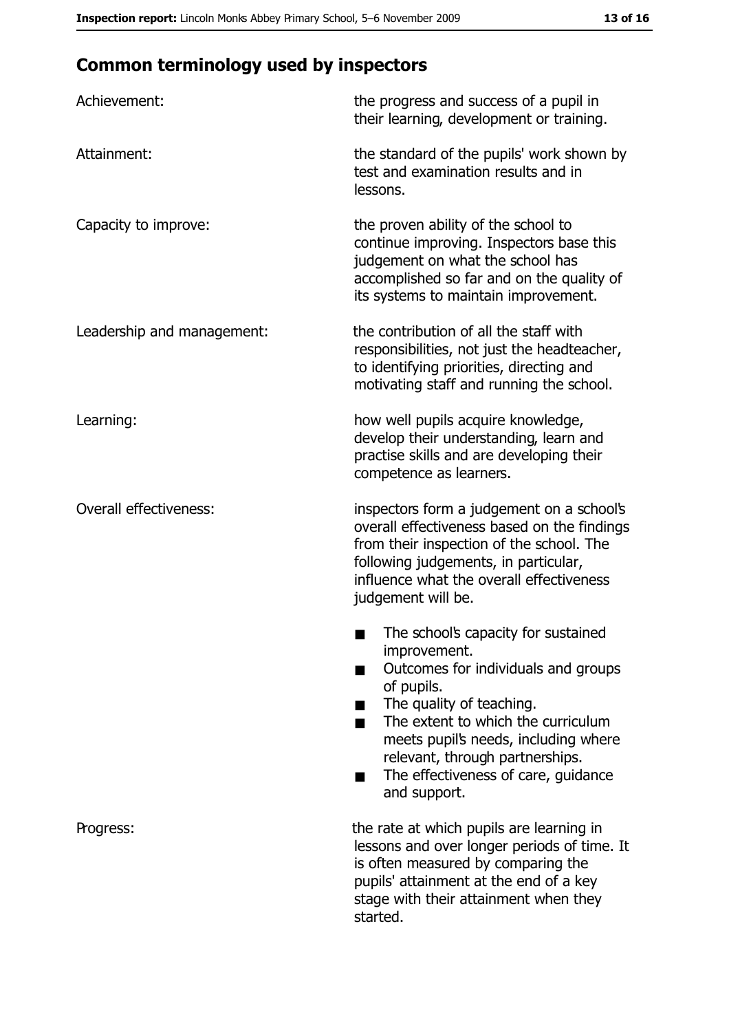## Common terminology used by inspectors

| | |
|---|---|
| Achievement: | the progress and success of a pupil in their learning, development or training. |
| Attainment: | the standard of the pupils' work shown by test and examination results and in lessons. |
| Capacity to improve: | the proven ability of the school to continue improving. Inspectors base this judgement on what the school has accomplished so far and on the quality of its systems to maintain improvement. |
| Leadership and management: | the contribution of all the staff with responsibilities, not just the headteacher, to identifying priorities, directing and motivating staff and running the school. |
| Learning: | how well pupils acquire knowledge, develop their understanding, learn and practise skills and are developing their competence as learners. |
| Overall effectiveness: | inspectors form a judgement on a school's overall effectiveness based on the findings from their inspection of the school. The following judgements, in particular, influence what the overall effectiveness judgement will be.<br>■ The school's capacity for sustained improvement.<br>■ Outcomes for individuals and groups of pupils.<br>■ The quality of teaching.<br>■ The extent to which the curriculum meets pupil's needs, including where relevant, through partnerships.<br>■ The effectiveness of care, guidance and support. |
| Progress: | the rate at which pupils are learning in lessons and over longer periods of time. It is often measured by comparing the pupils' attainment at the end of a key stage with their attainment when they started. |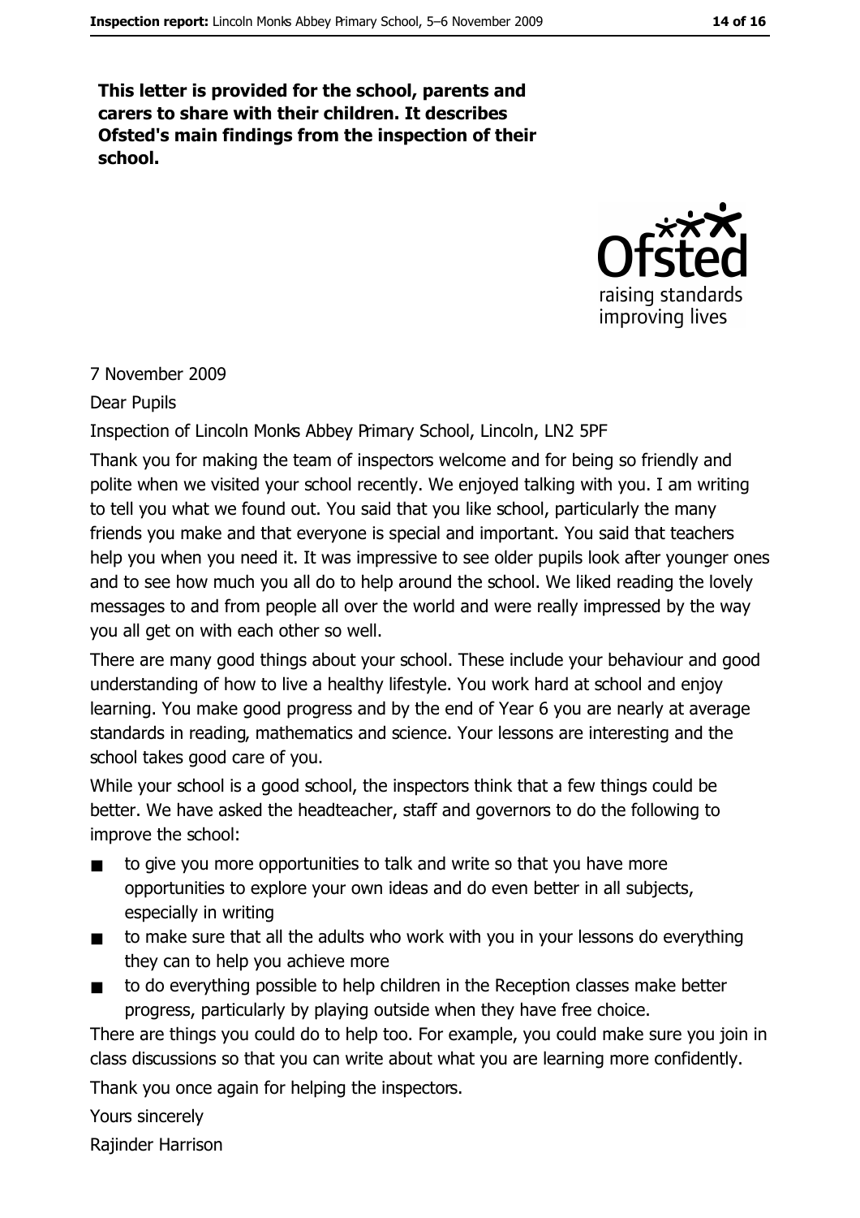**This letter is provided for the school, parents and carers to share with their children. It describes Ofsted's main findings from the inspection of their school.**

7 November 2009

Dear Pupils

Inspection of Lincoln Monks Abbey Primary School, Lincoln, LN2 5PF

Thank you for making the team of inspectors welcome and for being so friendly and polite when we visited your school recently. We enjoyed talking with you. I am writing to tell you what we found out. You said that you like school, particularly the many friends you make and that everyone is special and important. You said that teachers help you when you need it. It was impressive to see older pupils look after younger ones and to see how much you all do to help around the school. We liked reading the lovely messages to and from people all over the world and were really impressed by the way you all get on with each other so well.

There are many good things about your school. These include your behaviour and good understanding of how to live a healthy lifestyle. You work hard at school and enjoy learning. You make good progress and by the end of Year 6 you are nearly at average standards in reading, mathematics and science. Your lessons are interesting and the school takes good care of you.

While your school is a good school, the inspectors think that a few things could be better. We have asked the headteacher, staff and governors to do the following to improve the school:

- to give you more opportunities to talk and write so that you have more opportunities to explore your own ideas and do even better in all subjects, especially in writing
- to make sure that all the adults who work with you in your lessons do everything they can to help you achieve more
- to do everything possible to help children in the Reception classes make better progress, particularly by playing outside when they have free choice.

There are things you could do to help too. For example, you could make sure you join in class discussions so that you can write about what you are learning more confidently.

Thank you once again for helping the inspectors.

Yours sincerely

Rajinder Harrison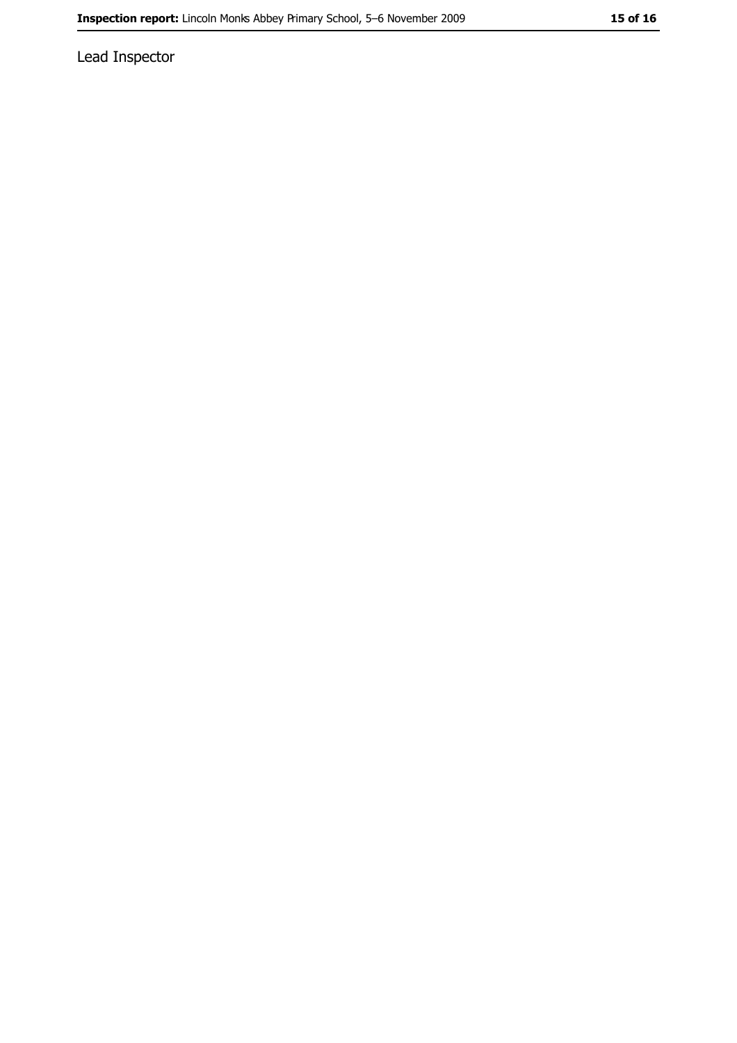Lead Inspector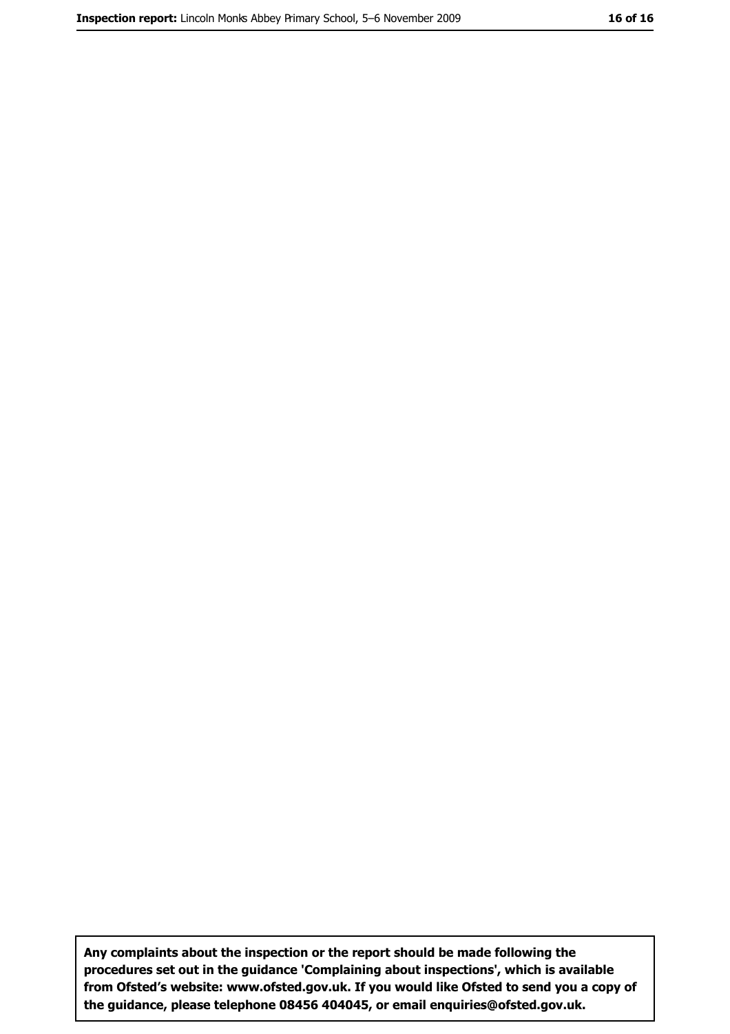**Any complaints about the inspection or the report should be made following the procedures set out in the guidance 'Complaining about inspections', which is available from Ofsted's website: www.ofsted.gov.uk. If you would like Ofsted to send you a copy of the guidance, please telephone 08456 404045, or email enquiries@ofsted.gov.uk.**